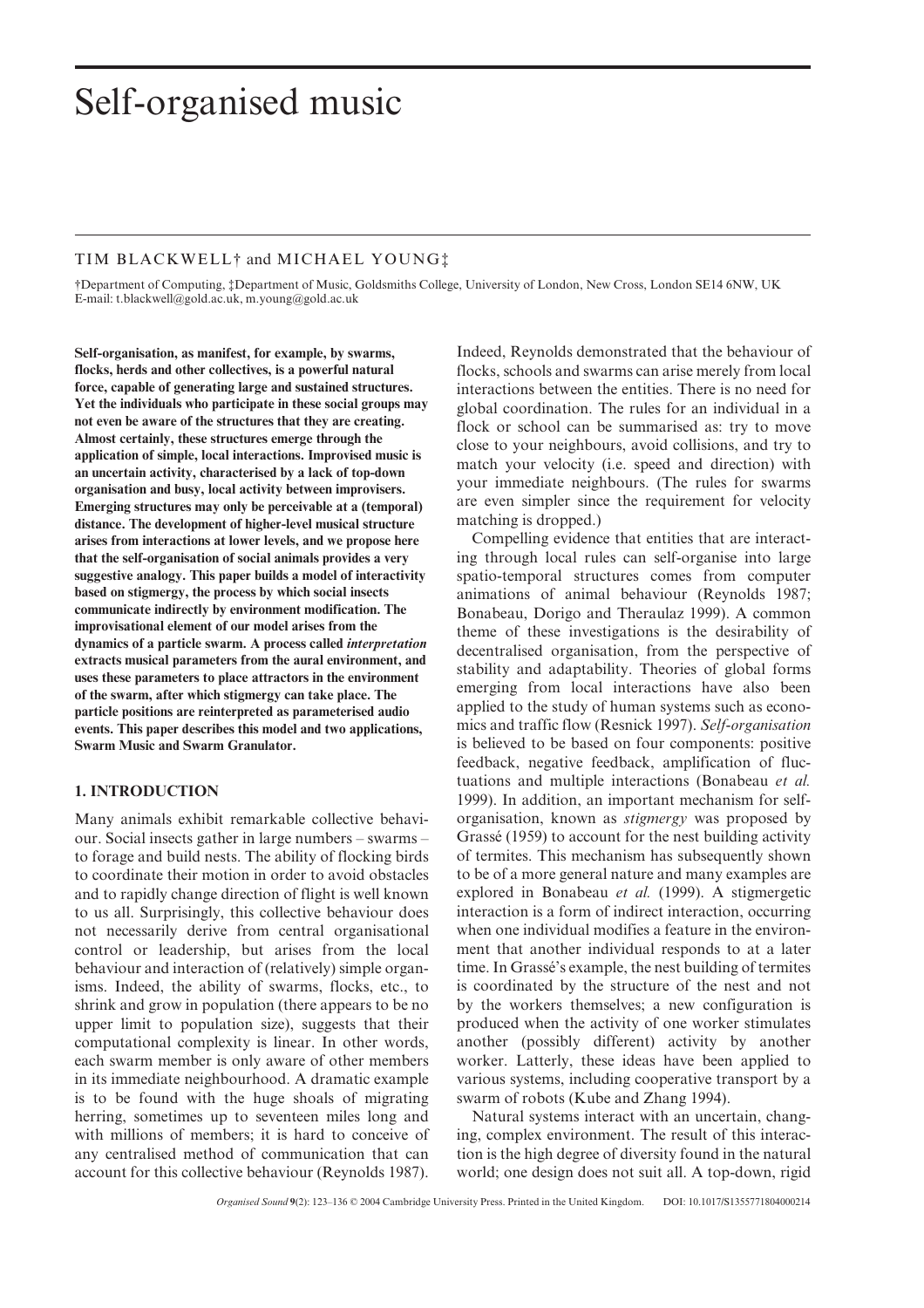# Self-organised music

TIM BLACKWELL† and MICHAEL YOUNG‡

†Department of Computing, ‡Department of Music, Goldsmiths College, University of London, New Cross, London SE14 6NW, UK
E-mail: t.blackwell@gold.ac.uk, m.young@gold.ac.uk

**Self-organisation, as manifest, for example, by swarms, flocks, herds and other collectives, is a powerful natural force, capable of generating large and sustained structures. Yet the individuals who participate in these social groups may not even be aware of the structures that they are creating. Almost certainly, these structures emerge through the application of simple, local interactions. Improvised music is an uncertain activity, characterised by a lack of top-down organisation and busy, local activity between improvisers. Emerging structures may only be perceivable at a (temporal) distance. The development of higher-level musical structure arises from interactions at lower levels, and we propose here that the self-organisation of social animals provides a very suggestive analogy. This paper builds a model of interactivity based on stigmergy, the process by which social insects communicate indirectly by environment modification. The improvisational element of our model arises from the dynamics of a particle swarm. A process called *interpretation* extracts musical parameters from the aural environment, and uses these parameters to place attractors in the environment of the swarm, after which stigmergy can take place. The particle positions are reinterpreted as parameterised audio events. This paper describes this model and two applications, Swarm Music and Swarm Granulator.**

## 1. INTRODUCTION

Many animals exhibit remarkable collective behaviour. Social insects gather in large numbers – swarms – to forage and build nests. The ability of flocking birds to coordinate their motion in order to avoid obstacles and to rapidly change direction of flight is well known to us all. Surprisingly, this collective behaviour does not necessarily derive from central organisational control or leadership, but arises from the local behaviour and interaction of (relatively) simple organisms. Indeed, the ability of swarms, flocks, etc., to shrink and grow in population (there appears to be no upper limit to population size), suggests that their computational complexity is linear. In other words, each swarm member is only aware of other members in its immediate neighbourhood. A dramatic example is to be found with the huge shoals of migrating herring, sometimes up to seventeen miles long and with millions of members; it is hard to conceive of any centralised method of communication that can account for this collective behaviour (Reynolds 1987). Indeed, Reynolds demonstrated that the behaviour of flocks, schools and swarms can arise merely from local interactions between the entities. There is no need for global coordination. The rules for an individual in a flock or school can be summarised as: try to move close to your neighbours, avoid collisions, and try to match your velocity (i.e. speed and direction) with your immediate neighbours. (The rules for swarms are even simpler since the requirement for velocity matching is dropped.)

Compelling evidence that entities that are interacting through local rules can self-organise into large spatio-temporal structures comes from computer animations of animal behaviour (Reynolds 1987; Bonabeau, Dorigo and Theraulaz 1999). A common theme of these investigations is the desirability of decentralised organisation, from the perspective of stability and adaptability. Theories of global forms emerging from local interactions have also been applied to the study of human systems such as economics and traffic flow (Resnick 1997). *Self-organisation* is believed to be based on four components: positive feedback, negative feedback, amplification of fluctuations and multiple interactions (Bonabeau *et al.* 1999). In addition, an important mechanism for self-organisation, known as *stigmergy* was proposed by Grassé (1959) to account for the nest building activity of termites. This mechanism has subsequently shown to be of a more general nature and many examples are explored in Bonabeau *et al.* (1999). A stigmergetic interaction is a form of indirect interaction, occurring when one individual modifies a feature in the environment that another individual responds to at a later time. In Grassé's example, the nest building of termites is coordinated by the structure of the nest and not by the workers themselves; a new configuration is produced when the activity of one worker stimulates another (possibly different) activity by another worker. Latterly, these ideas have been applied to various systems, including cooperative transport by a swarm of robots (Kube and Zhang 1994).

Natural systems interact with an uncertain, changing, complex environment. The result of this interaction is the high degree of diversity found in the natural world; one design does not suit all. A top-down, rigid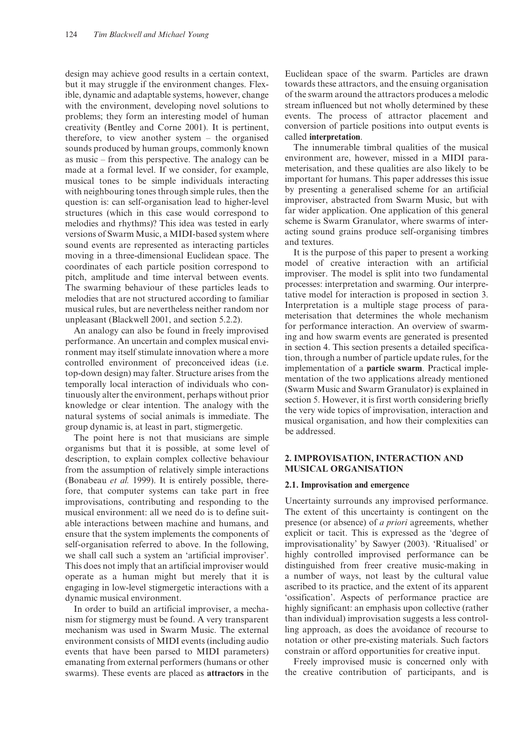design may achieve good results in a certain context, but it may struggle if the environment changes. Flexible, dynamic and adaptable systems, however, change with the environment, developing novel solutions to problems; they form an interesting model of human creativity (Bentley and Corne 2001). It is pertinent, therefore, to view another system – the organised sounds produced by human groups, commonly known as music – from this perspective. The analogy can be made at a formal level. If we consider, for example, musical tones to be simple individuals interacting with neighbouring tones through simple rules, then the question is: can self-organisation lead to higher-level structures (which in this case would correspond to melodies and rhythms)? This idea was tested in early versions of Swarm Music, a MIDI-based system where sound events are represented as interacting particles moving in a three-dimensional Euclidean space. The coordinates of each particle position correspond to pitch, amplitude and time interval between events. The swarming behaviour of these particles leads to melodies that are not structured according to familiar musical rules, but are nevertheless neither random nor unpleasant (Blackwell 2001, and section 5.2.2).

An analogy can also be found in freely improvised performance. An uncertain and complex musical environment may itself stimulate innovation where a more controlled environment of preconceived ideas (i.e. top-down design) may falter. Structure arises from the temporally local interaction of individuals who continuously alter the environment, perhaps without prior knowledge or clear intention. The analogy with the natural systems of social animals is immediate. The group dynamic is, at least in part, stigmergetic.

The point here is not that musicians are simple organisms but that it is possible, at some level of description, to explain complex collective behaviour from the assumption of relatively simple interactions (Bonabeau *et al.* 1999). It is entirely possible, therefore, that computer systems can take part in free improvisations, contributing and responding to the musical environment: all we need do is to define suitable interactions between machine and humans, and ensure that the system implements the components of self-organisation referred to above. In the following, we shall call such a system an 'artificial improviser'. This does not imply that an artificial improviser would operate as a human might but merely that it is engaging in low-level stigmergetic interactions with a dynamic musical environment.

In order to build an artificial improviser, a mechanism for stigmergy must be found. A very transparent mechanism was used in Swarm Music. The external environment consists of MIDI events (including audio events that have been parsed to MIDI parameters) emanating from external performers (humans or other swarms). These events are placed as **attractors** in the Euclidean space of the swarm. Particles are drawn towards these attractors, and the ensuing organisation of the swarm around the attractors produces a melodic stream influenced but not wholly determined by these events. The process of attractor placement and conversion of particle positions into output events is called **interpretation**.

The innumerable timbral qualities of the musical environment are, however, missed in a MIDI parameterisation, and these qualities are also likely to be important for humans. This paper addresses this issue by presenting a generalised scheme for an artificial improviser, abstracted from Swarm Music, but with far wider application. One application of this general scheme is Swarm Granulator, where swarms of interacting sound grains produce self-organising timbres and textures.

It is the purpose of this paper to present a working model of creative interaction with an artificial improviser. The model is split into two fundamental processes: interpretation and swarming. Our interpretative model for interaction is proposed in section 3. Interpretation is a multiple stage process of parameterisation that determines the whole mechanism for performance interaction. An overview of swarming and how swarm events are generated is presented in section 4. This section presents a detailed specification, through a number of particle update rules, for the implementation of a **particle swarm**. Practical implementation of the two applications already mentioned (Swarm Music and Swarm Granulator) is explained in section 5. However, it is first worth considering briefly the very wide topics of improvisation, interaction and musical organisation, and how their complexities can be addressed.

## 2. IMPROVISATION, INTERACTION AND MUSICAL ORGANISATION

### 2.1. Improvisation and emergence

Uncertainty surrounds any improvised performance. The extent of this uncertainty is contingent on the presence (or absence) of *a priori* agreements, whether explicit or tacit. This is expressed as the 'degree of improvisationality' by Sawyer (2003). 'Ritualised' or highly controlled improvised performance can be distinguished from freer creative music-making in a number of ways, not least by the cultural value ascribed to its practice, and the extent of its apparent 'ossification'. Aspects of performance practice are highly significant: an emphasis upon collective (rather than individual) improvisation suggests a less controlling approach, as does the avoidance of recourse to notation or other pre-existing materials. Such factors constrain or afford opportunities for creative input.

Freely improvised music is concerned only with the creative contribution of participants, and is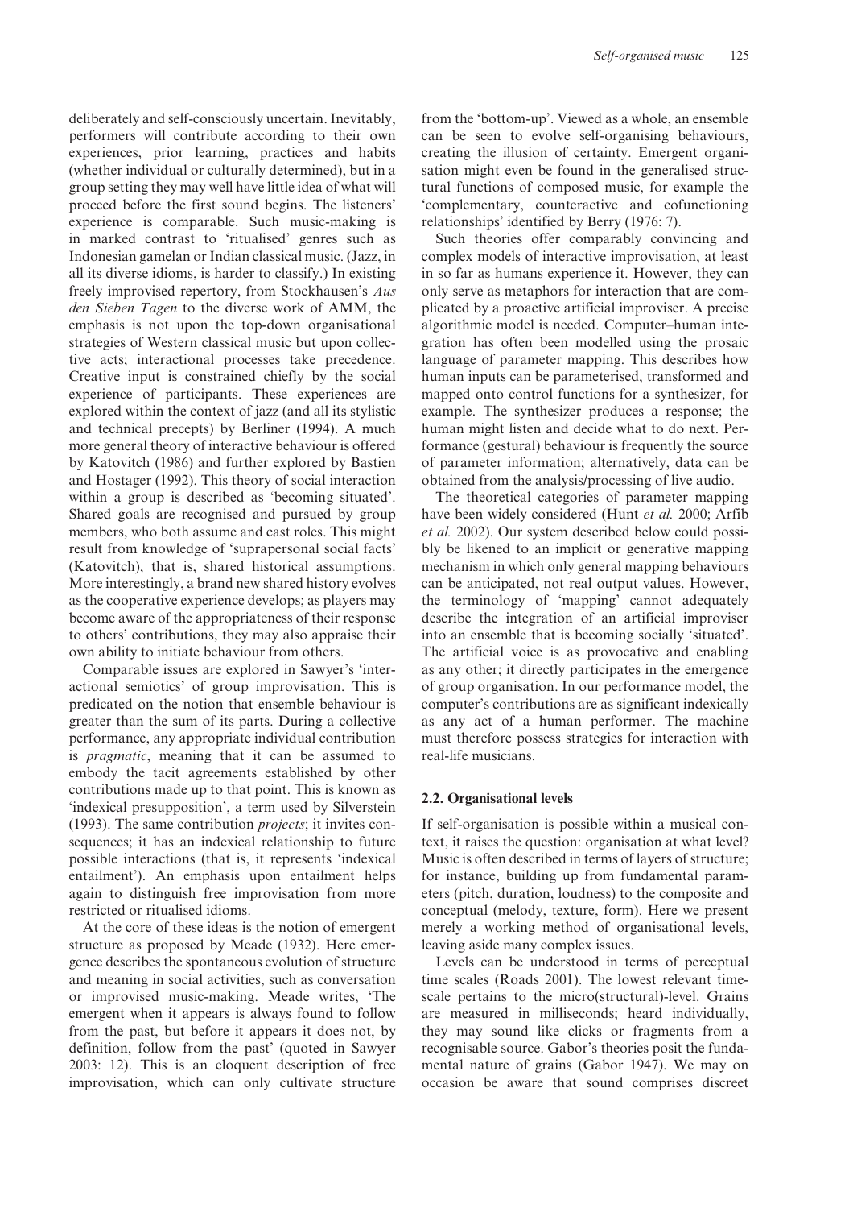deliberately and self-consciously uncertain. Inevitably, performers will contribute according to their own experiences, prior learning, practices and habits (whether individual or culturally determined), but in a group setting they may well have little idea of what will proceed before the first sound begins. The listeners' experience is comparable. Such music-making is in marked contrast to 'ritualised' genres such as Indonesian gamelan or Indian classical music. (Jazz, in all its diverse idioms, is harder to classify.) In existing freely improvised repertory, from Stockhausen's *Aus den Sieben Tagen* to the diverse work of AMM, the emphasis is not upon the top-down organisational strategies of Western classical music but upon collective acts; interactional processes take precedence. Creative input is constrained chiefly by the social experience of participants. These experiences are explored within the context of jazz (and all its stylistic and technical precepts) by Berliner (1994). A much more general theory of interactive behaviour is offered by Katovitch (1986) and further explored by Bastien and Hostager (1992). This theory of social interaction within a group is described as 'becoming situated'. Shared goals are recognised and pursued by group members, who both assume and cast roles. This might result from knowledge of 'suprapersonal social facts' (Katovitch), that is, shared historical assumptions. More interestingly, a brand new shared history evolves as the cooperative experience develops; as players may become aware of the appropriateness of their response to others' contributions, they may also appraise their own ability to initiate behaviour from others.

Comparable issues are explored in Sawyer's 'interactional semiotics' of group improvisation. This is predicated on the notion that ensemble behaviour is greater than the sum of its parts. During a collective performance, any appropriate individual contribution is *pragmatic*, meaning that it can be assumed to embody the tacit agreements established by other contributions made up to that point. This is known as 'indexical presupposition', a term used by Silverstein (1993). The same contribution *projects*; it invites consequences; it has an indexical relationship to future possible interactions (that is, it represents 'indexical entailment'). An emphasis upon entailment helps again to distinguish free improvisation from more restricted or ritualised idioms.

At the core of these ideas is the notion of emergent structure as proposed by Meade (1932). Here emergence describes the spontaneous evolution of structure and meaning in social activities, such as conversation or improvised music-making. Meade writes, 'The emergent when it appears is always found to follow from the past, but before it appears it does not, by definition, follow from the past' (quoted in Sawyer 2003: 12). This is an eloquent description of free improvisation, which can only cultivate structure from the 'bottom-up'. Viewed as a whole, an ensemble can be seen to evolve self-organising behaviours, creating the illusion of certainty. Emergent organisation might even be found in the generalised structural functions of composed music, for example the 'complementary, counteractive and cofunctioning relationships' identified by Berry (1976: 7).

Such theories offer comparably convincing and complex models of interactive improvisation, at least in so far as humans experience it. However, they can only serve as metaphors for interaction that are complicated by a proactive artificial improviser. A precise algorithmic model is needed. Computer–human integration has often been modelled using the prosaic language of parameter mapping. This describes how human inputs can be parameterised, transformed and mapped onto control functions for a synthesizer, for example. The synthesizer produces a response; the human might listen and decide what to do next. Performance (gestural) behaviour is frequently the source of parameter information; alternatively, data can be obtained from the analysis/processing of live audio.

The theoretical categories of parameter mapping have been widely considered (Hunt *et al.* 2000; Arfib *et al.* 2002). Our system described below could possibly be likened to an implicit or generative mapping mechanism in which only general mapping behaviours can be anticipated, not real output values. However, the terminology of 'mapping' cannot adequately describe the integration of an artificial improviser into an ensemble that is becoming socially 'situated'. The artificial voice is as provocative and enabling as any other; it directly participates in the emergence of group organisation. In our performance model, the computer's contributions are as significant indexically as any act of a human performer. The machine must therefore possess strategies for interaction with real-life musicians.

### 2.2. Organisational levels

If self-organisation is possible within a musical context, it raises the question: organisation at what level? Music is often described in terms of layers of structure; for instance, building up from fundamental parameters (pitch, duration, loudness) to the composite and conceptual (melody, texture, form). Here we present merely a working method of organisational levels, leaving aside many complex issues.

Levels can be understood in terms of perceptual time scales (Roads 2001). The lowest relevant timescale pertains to the micro(structural)-level. Grains are measured in milliseconds; heard individually, they may sound like clicks or fragments from a recognisable source. Gabor's theories posit the fundamental nature of grains (Gabor 1947). We may on occasion be aware that sound comprises discreet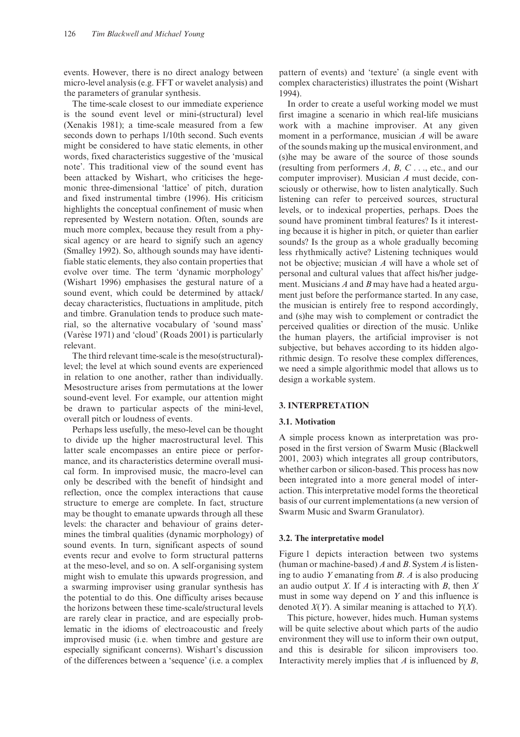events. However, there is no direct analogy between micro-level analysis (e.g. FFT or wavelet analysis) and the parameters of granular synthesis.

The time-scale closest to our immediate experience is the sound event level or mini-(structural) level (Xenakis 1981); a time-scale measured from a few seconds down to perhaps 1/10th second. Such events might be considered to have static elements, in other words, fixed characteristics suggestive of the 'musical note'. This traditional view of the sound event has been attacked by Wishart, who criticises the hegemonic three-dimensional 'lattice' of pitch, duration and fixed instrumental timbre (1996). His criticism highlights the conceptual confinement of music when represented by Western notation. Often, sounds are much more complex, because they result from a physical agency or are heard to signify such an agency (Smalley 1992). So, although sounds may have identifiable static elements, they also contain properties that evolve over time. The term 'dynamic morphology' (Wishart 1996) emphasises the gestural nature of a sound event, which could be determined by attack/decay characteristics, fluctuations in amplitude, pitch and timbre. Granulation tends to produce such material, so the alternative vocabulary of 'sound mass' (Varèse 1971) and 'cloud' (Roads 2001) is particularly relevant.

The third relevant time-scale is the meso(structural)-level; the level at which sound events are experienced in relation to one another, rather than individually. Mesostructure arises from permutations at the lower sound-event level. For example, our attention might be drawn to particular aspects of the mini-level, overall pitch or loudness of events.

Perhaps less usefully, the meso-level can be thought to divide up the higher macrostructural level. This latter scale encompasses an entire piece or performance, and its characteristics determine overall musical form. In improvised music, the macro-level can only be described with the benefit of hindsight and reflection, once the complex interactions that cause structure to emerge are complete. In fact, structure may be thought to emanate upwards through all these levels: the character and behaviour of grains determines the timbral qualities (dynamic morphology) of sound events. In turn, significant aspects of sound events recur and evolve to form structural patterns at the meso-level, and so on. A self-organising system might wish to emulate this upwards progression, and a swarming improviser using granular synthesis has the potential to do this. One difficulty arises because the horizons between these time-scale/structural levels are rarely clear in practice, and are especially problematic in the idioms of electroacoustic and freely improvised music (i.e. when timbre and gesture are especially significant concerns). Wishart's discussion of the differences between a 'sequence' (i.e. a complex pattern of events) and 'texture' (a single event with complex characteristics) illustrates the point (Wishart 1994).

In order to create a useful working model we must first imagine a scenario in which real-life musicians work with a machine improviser. At any given moment in a performance, musician $A$ will be aware of the sounds making up the musical environment, and (s)he may be aware of the source of those sounds (resulting from performers $A$, $B$, $C$ . . ., etc., and our computer improviser). Musician $A$ must decide, consciously or otherwise, how to listen analytically. Such listening can refer to perceived sources, structural levels, or to indexical properties, perhaps. Does the sound have prominent timbral features? Is it interesting because it is higher in pitch, or quieter than earlier sounds? Is the group as a whole gradually becoming less rhythmically active? Listening techniques would not be objective; musician $A$ will have a whole set of personal and cultural values that affect his/her judgement. Musicians $A$ and $B$ may have had a heated argument just before the performance started. In any case, the musician is entirely free to respond accordingly, and (s)he may wish to complement or contradict the perceived qualities or direction of the music. Unlike the human players, the artificial improviser is not subjective, but behaves according to its hidden algorithmic design. To resolve these complex differences, we need a simple algorithmic model that allows us to design a workable system.

## 3. INTERPRETATION

### 3.1. Motivation

A simple process known as interpretation was proposed in the first version of Swarm Music (Blackwell 2001, 2003) which integrates all group contributors, whether carbon or silicon-based. This process has now been integrated into a more general model of interaction. This interpretative model forms the theoretical basis of our current implementations (a new version of Swarm Music and Swarm Granulator).

### 3.2. The interpretative model

Figure 1 depicts interaction between two systems (human or machine-based) $A$ and $B$. System $A$ is listening to audio $Y$ emanating from $B$. $A$ is also producing an audio output $X$. If $A$ is interacting with $B$, then $X$ must in some way depend on $Y$ and this influence is denoted $X(Y)$. A similar meaning is attached to $Y(X)$.

This picture, however, hides much. Human systems will be quite selective about which parts of the audio environment they will use to inform their own output, and this is desirable for silicon improvisers too. Interactivity merely implies that $A$ is influenced by $B$,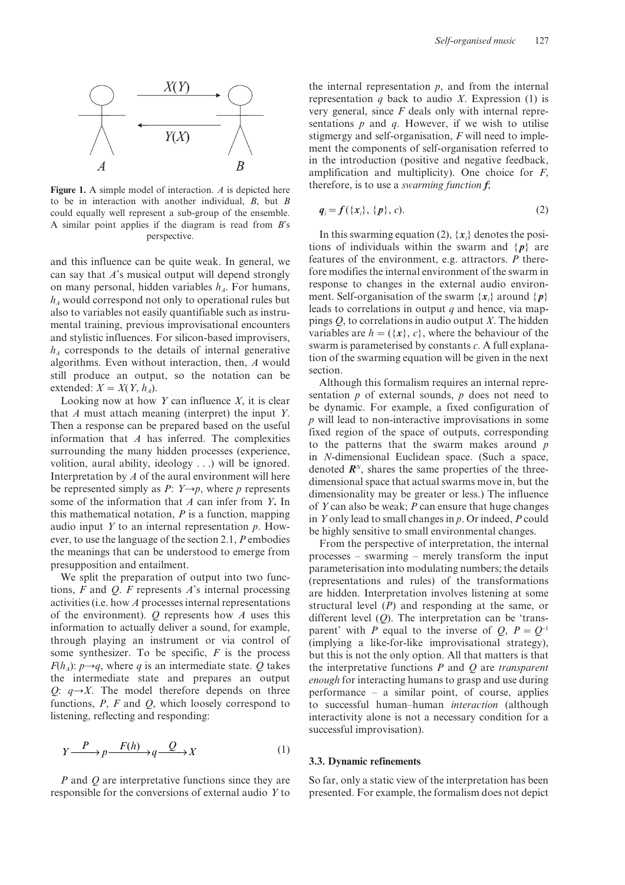**Figure 1.** A simple model of interaction. $A$ is depicted here to be in interaction with another individual, $B$, but $B$ could equally well represent a sub-group of the ensemble. A similar point applies if the diagram is read from $B$'s perspective.

and this influence can be quite weak. In general, we can say that $A$'s musical output will depend strongly on many personal, hidden variables $h_A$. For humans, $h_A$ would correspond not only to operational rules but also to variables not easily quantifiable such as instrumental training, previous improvisational encounters and stylistic influences. For silicon-based improvisers, $h_A$ corresponds to the details of internal generative algorithms. Even without interaction, then, $A$ would still produce an output, so the notation can be extended: $X = X(Y, h_A)$.

Looking now at how $Y$ can influence $X$, it is clear that $A$ must attach meaning (interpret) the input $Y$. Then a response can be prepared based on the useful information that $A$ has inferred. The complexities surrounding the many hidden processes (experience, volition, aural ability, ideology . . .) will be ignored. Interpretation by $A$ of the aural environment will here be represented simply as $P$: $Y \rightarrow p$, where $p$ represents some of the information that $A$ can infer from $Y$. In this mathematical notation, $P$ is a function, mapping audio input $Y$ to an internal representation $p$. However, to use the language of the section 2.1, $P$ embodies the meanings that can be understood to emerge from presupposition and entailment.

We split the preparation of output into two functions, $F$ and $Q$. $F$ represents $A$'s internal processing activities (i.e. how $A$ processes internal representations of the environment). $Q$ represents how $A$ uses this information to actually deliver a sound, for example, through playing an instrument or via control of some synthesizer. To be specific, $F$ is the process $F(h_A)$: $p \rightarrow q$, where $q$ is an intermediate state. $Q$ takes the intermediate state and prepares an output $Q$: $q \rightarrow X$. The model therefore depends on three functions, $P$, $F$ and $Q$, which loosely correspond to listening, reflecting and responding:

$$Y \xrightarrow{P} p \xrightarrow{F(h)} q \xrightarrow{Q} X \tag{1}$$

$P$ and $Q$ are interpretative functions since they are responsible for the conversions of external audio $Y$ to the internal representation $p$, and from the internal representation $q$ back to audio $X$. Expression (1) is very general, since $F$ deals only with internal representations $p$ and $q$. However, if we wish to utilise stigmergy and self-organisation, $F$ will need to implement the components of self-organisation referred to in the introduction (positive and negative feedback, amplification and multiplicity). One choice for $F$, therefore, is to use a *swarming function* $\boldsymbol{f}$;

$$\boldsymbol{q}_i = \boldsymbol{f}(\{\boldsymbol{x}_i\}, \{\boldsymbol{p}\}, c). \tag{2}$$

In this swarming equation (2), $\{\boldsymbol{x}_i\}$ denotes the positions of individuals within the swarm and $\{\boldsymbol{p}\}$ are features of the environment, e.g. attractors. $P$ therefore modifies the internal environment of the swarm in response to changes in the external audio environment. Self-organisation of the swarm $\{\boldsymbol{x}_i\}$ around $\{\boldsymbol{p}\}$ leads to correlations in output $q$ and hence, via mappings $Q$, to correlations in audio output $X$. The hidden variables are $h = (\{\boldsymbol{x}\}, c\}$, where the behaviour of the swarm is parameterised by constants $c$. A full explanation of the swarming equation will be given in the next section.

Although this formalism requires an internal representation $p$ of external sounds, $p$ does not need to be dynamic. For example, a fixed configuration of $p$ will lead to non-interactive improvisations in some fixed region of the space of outputs, corresponding to the patterns that the swarm makes around $p$ in $N$-dimensional Euclidean space. (Such a space, denoted $\boldsymbol{R}^N$, shares the same properties of the three-dimensional space that actual swarms move in, but the dimensionality may be greater or less.) The influence of $Y$ can also be weak; $P$ can ensure that huge changes in $Y$ only lead to small changes in $p$. Or indeed, $P$ could be highly sensitive to small environmental changes.

From the perspective of interpretation, the internal processes – swarming – merely transform the input parameterisation into modulating numbers; the details (representations and rules) of the transformations are hidden. Interpretation involves listening at some structural level ($P$) and responding at the same, or different level ($Q$). The interpretation can be 'transparent' with $P$ equal to the inverse of $Q$, $P = Q^{-1}$ (implying a like-for-like improvisational strategy), but this is not the only option. All that matters is that the interpretative functions $P$ and $Q$ are *transparent enough* for interacting humans to grasp and use during performance – a similar point, of course, applies to successful human–human *interaction* (although interactivity alone is not a necessary condition for a successful improvisation).

### 3.3. Dynamic refinements

So far, only a static view of the interpretation has been presented. For example, the formalism does not depict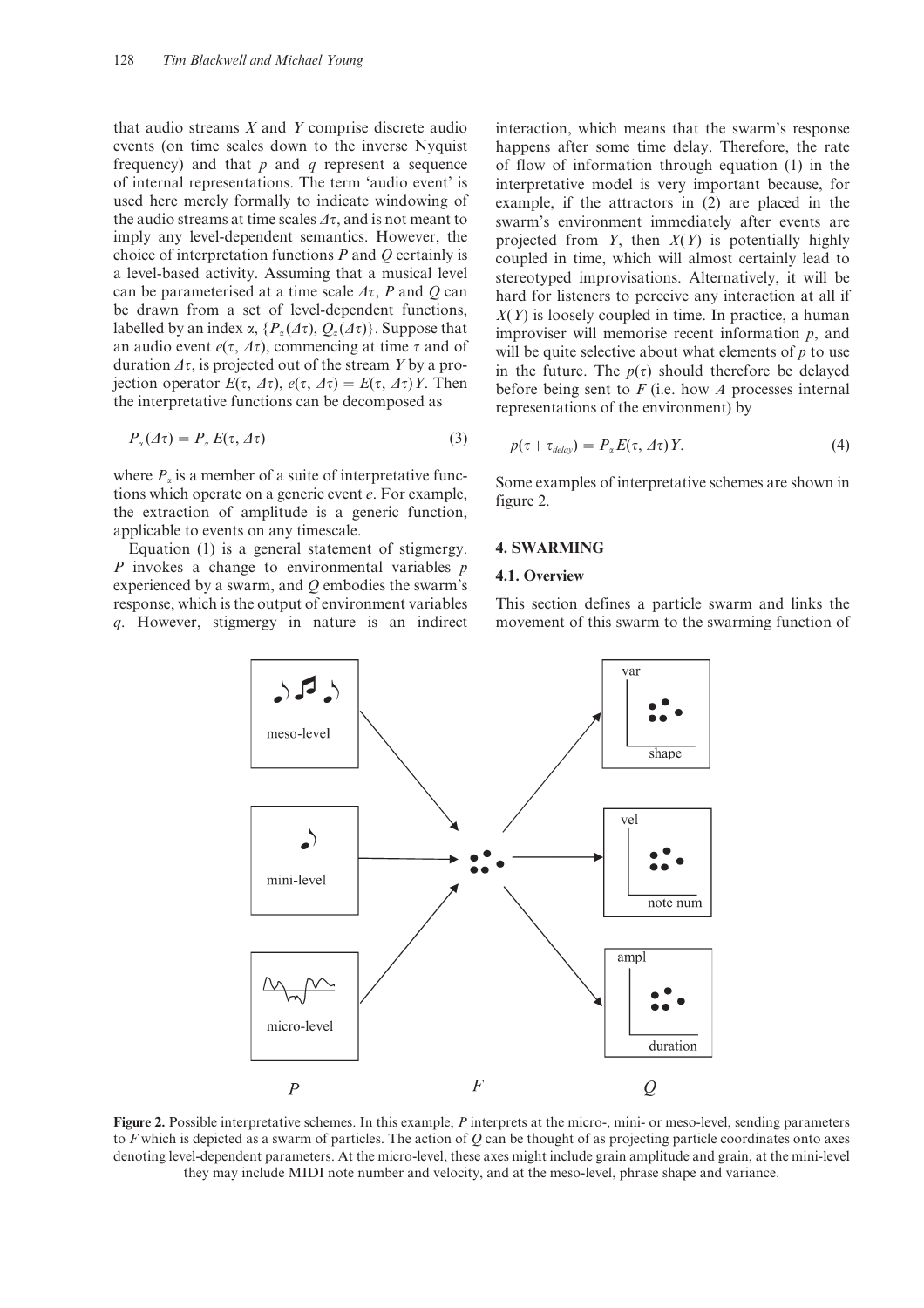that audio streams $X$ and $Y$ comprise discrete audio events (on time scales down to the inverse Nyquist frequency) and that $p$ and $q$ represent a sequence of internal representations. The term 'audio event' is used here merely formally to indicate windowing of the audio streams at time scales $\Delta\tau$, and is not meant to imply any level-dependent semantics. However, the choice of interpretation functions $P$ and $Q$ certainly is a level-based activity. Assuming that a musical level can be parameterised at a time scale $\Delta\tau$, $P$ and $Q$ can be drawn from a set of level-dependent functions, labelled by an index $\alpha$, $\{P_\alpha(\Delta\tau), Q_\alpha(\Delta\tau)\}$. Suppose that an audio event $e(\tau, \Delta\tau)$, commencing at time $\tau$ and of duration $\Delta\tau$, is projected out of the stream $Y$ by a projection operator $E(\tau, \Delta\tau)$, $e(\tau, \Delta\tau) = E(\tau, \Delta\tau)Y$. Then the interpretative functions can be decomposed as

$$P_\alpha(\Delta\tau) = P_\alpha E(\tau, \Delta\tau) \tag{3}$$

where $P_\alpha$ is a member of a suite of interpretative functions which operate on a generic event $e$. For example, the extraction of amplitude is a generic function, applicable to events on any timescale.

Equation (1) is a general statement of stigmergy. $P$ invokes a change to environmental variables $p$ experienced by a swarm, and $Q$ embodies the swarm's response, which is the output of environment variables $q$. However, stigmergy in nature is an indirect interaction, which means that the swarm's response happens after some time delay. Therefore, the rate of flow of information through equation (1) in the interpretative model is very important because, for example, if the attractors in (2) are placed in the swarm's environment immediately after events are projected from $Y$, then $X(Y)$ is potentially highly coupled in time, which will almost certainly lead to stereotyped improvisations. Alternatively, it will be hard for listeners to perceive any interaction at all if $X(Y)$ is loosely coupled in time. In practice, a human improviser will memorise recent information $p$, and will be quite selective about what elements of $p$ to use in the future. The $p(\tau)$ should therefore be delayed before being sent to $F$ (i.e. how $A$ processes internal representations of the environment) by

$$p(\tau + \tau_{delay}) = P_\alpha E(\tau, \Delta\tau)Y. \tag{4}$$

Some examples of interpretative schemes are shown in figure 2.

## 4. SWARMING

### 4.1. Overview

This section defines a particle swarm and links the movement of this swarm to the swarming function of

**Figure 2.** Possible interpretative schemes. In this example, $P$ interprets at the micro-, mini- or meso-level, sending parameters to $F$ which is depicted as a swarm of particles. The action of $Q$ can be thought of as projecting particle coordinates onto axes denoting level-dependent parameters. At the micro-level, these axes might include grain amplitude and grain, at the mini-level they may include MIDI note number and velocity, and at the meso-level, phrase shape and variance.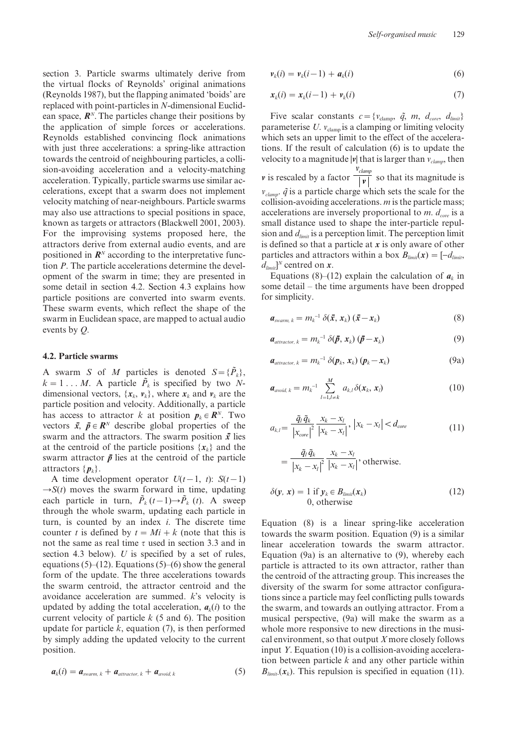section 3. Particle swarms ultimately derive from the virtual flocks of Reynolds' original animations (Reynolds 1987), but the flapping animated 'boids' are replaced with point-particles in $N$-dimensional Euclidean space, $\boldsymbol{R}^N$. The particles change their positions by the application of simple forces or accelerations. Reynolds established convincing flock animations with just three accelerations: a spring-like attraction towards the centroid of neighbouring particles, a collision-avoiding acceleration and a velocity-matching acceleration. Typically, particle swarms use similar accelerations, except that a swarm does not implement velocity matching of near-neighbours. Particle swarms may also use attractions to special positions in space, known as targets or attractors (Blackwell 2001, 2003). For the improvising systems proposed here, the attractors derive from external audio events, and are positioned in $\boldsymbol{R}^N$ according to the interpretative function $P$. The particle accelerations determine the development of the swarm in time; they are presented in some detail in section 4.2. Section 4.3 explains how particle positions are converted into swarm events. These swarm events, which reflect the shape of the swarm in Euclidean space, are mapped to actual audio events by $Q$.

### 4.2. Particle swarms

A swarm $S$ of $M$ particles is denoted $S = \{\tilde{P}_k\}$, $k = 1 \ldots M$. A particle $\tilde{P}_k$ is specified by two $N$-dimensional vectors, $\{\boldsymbol{x}_k, \boldsymbol{v}_k\}$, where $\boldsymbol{x}_k$ and $\boldsymbol{v}_k$ are the particle position and velocity. Additionally, a particle has access to attractor $k$ at position $\boldsymbol{p}_k \in \boldsymbol{R}^N$. Two vectors $\bar{\boldsymbol{x}}, \bar{\boldsymbol{p}} \in \boldsymbol{R}^N$ describe global properties of the swarm and the attractors. The swarm position $\bar{\boldsymbol{x}}$ lies at the centroid of the particle positions $\{\boldsymbol{x}_k\}$ and the swarm attractor $\bar{\boldsymbol{p}}$ lies at the centroid of the particle attractors $\{\boldsymbol{p}_k\}$.

A time development operator $U(t-1, t)$: $S(t-1) \rightarrow S(t)$ moves the swarm forward in time, updating each particle in turn, $\tilde{P}_k(t-1) \rightarrow \tilde{P}_k(t)$. A sweep through the whole swarm, updating each particle in turn, is counted by an index $i$. The discrete time counter $t$ is defined by $t = Mi + k$ (note that this is not the same as real time $\tau$ used in section 3.3 and in section 4.3 below). $U$ is specified by a set of rules, equations (5)–(12). Equations (5)–(6) show the general form of the update. The three accelerations towards the swarm centroid, the attractor centroid and the avoidance acceleration are summed. $k$'s velocity is updated by adding the total acceleration, $\boldsymbol{a}_k(i)$ to the current velocity of particle $k$ (5 and 6). The position update for particle $k$, equation (7), is then performed by simply adding the updated velocity to the current position.

$$\boldsymbol{a}_k(i) = \boldsymbol{a}_{swarm,\,k} + \boldsymbol{a}_{attractor,\,k} + \boldsymbol{a}_{avoid,\,k} \tag{5}$$

$$\boldsymbol{v}_k(i) = \boldsymbol{v}_k(i-1) + \boldsymbol{a}_k(i) \tag{6}$$

$$\boldsymbol{x}_k(i) = \boldsymbol{x}_k(i-1) + \boldsymbol{v}_k(i) \tag{7}$$

Five scalar constants $c = \{v_{\text{clamp}}, \tilde{q}, m, d_{core}, d_{limit}\}$ parameterise $U$. $v_{\text{clamp}}$ is a clamping or limiting velocity which sets an upper limit to the effect of the accelerations. If the result of calculation (6) is to update the velocity to a magnitude $|\boldsymbol{v}|$ that is larger than $v_{clamp}$, then $\boldsymbol{v}$ is rescaled by a factor $\frac{v_{clamp}}{|\boldsymbol{v}|}$ so that its magnitude is $v_{clamp}$. $\tilde{q}$ is a particle charge which sets the scale for the collision-avoiding accelerations. $m$ is the particle mass; accelerations are inversely proportional to $m$. $d_{core}$ is a small distance used to shape the inter-particle repulsion and $d_{limit}$ is a perception limit. The perception limit is defined so that a particle at $\boldsymbol{x}$ is only aware of other particles and attractors within a box $B_{limit}(\boldsymbol{x}) = [-d_{limit}, d_{limit}]^N$ centred on $\boldsymbol{x}$.

Equations (8)–(12) explain the calculation of $\boldsymbol{a}_k$ in some detail – the time arguments have been dropped for simplicity.

$$\boldsymbol{a}_{swarm,\,k} = m_k^{-1}\,\delta(\bar{\boldsymbol{x}}, \boldsymbol{x}_k)\,(\bar{\boldsymbol{x}} - \boldsymbol{x}_k) \tag{8}$$

$$\boldsymbol{a}_{attractor,\,k} = m_k^{-1}\,\delta(\bar{\boldsymbol{p}}, \boldsymbol{x}_k)\,(\bar{\boldsymbol{p}} - \boldsymbol{x}_k) \tag{9}$$

$$\boldsymbol{a}_{attractor,\,k} = m_k^{-1}\,\delta(\boldsymbol{p}_k, \boldsymbol{x}_k)\,(\boldsymbol{p}_k - \boldsymbol{x}_k) \tag{9a}$$

$$\boldsymbol{a}_{avoid,\,k} = m_k^{-1} \sum_{l=1, l \neq k}^{M} a_{k,l}\,\delta(\boldsymbol{x}_k, \boldsymbol{x}_l) \tag{10}$$

$$a_{k,l} = \frac{\tilde{q}_l\,\tilde{q}_k}{|x_{core}|^2}\,\frac{x_k - x_l}{|x_k - x_l|}, \; |x_k - x_l| < d_{core} \tag{11}$$

$$= \frac{\tilde{q}_l\,\tilde{q}_k}{|x_k - x_l|^2}\,\frac{x_k - x_l}{|x_k - x_l|}, \text{ otherwise.}$$

$$\delta(\boldsymbol{y}, \boldsymbol{x}) = \begin{cases} 1 & \text{if } \boldsymbol{y}_k \in B_{limit}(\boldsymbol{x}_k) \\ 0, & \text{otherwise} \end{cases} \tag{12}$$

Equation (8) is a linear spring-like acceleration towards the swarm position. Equation (9) is a similar linear acceleration towards the swarm attractor. Equation (9a) is an alternative to (9), whereby each particle is attracted to its own attractor, rather than the centroid of the attracting group. This increases the diversity of the swarm for some attractor configurations since a particle may feel conflicting pulls towards the swarm, and towards an outlying attractor. From a musical perspective, (9a) will make the swarm as a whole more responsive to new directions in the musical environment, so that output $X$ more closely follows input $Y$. Equation (10) is a collision-avoiding acceleration between particle $k$ and any other particle within $B_{limit}(\boldsymbol{x}_k)$. This repulsion is specified in equation (11).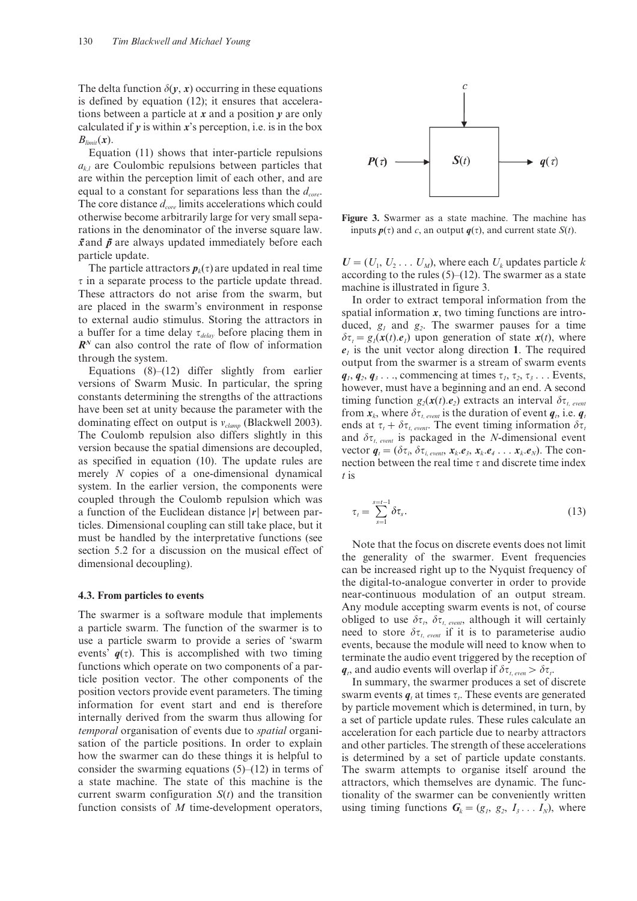The delta function $\delta(\boldsymbol{y}, \boldsymbol{x})$ occurring in these equations is defined by equation (12); it ensures that accelerations between a particle at $\boldsymbol{x}$ and a position $\boldsymbol{y}$ are only calculated if $\boldsymbol{y}$ is within $\boldsymbol{x}$'s perception, i.e. is in the box $B_{limit}(\boldsymbol{x})$.

Equation (11) shows that inter-particle repulsions $a_{k,l}$ are Coulombic repulsions between particles that are within the perception limit of each other, and are equal to a constant for separations less than the $d_{core}$. The core distance $d_{core}$ limits accelerations which could otherwise become arbitrarily large for very small separations in the denominator of the inverse square law. $\bar{\boldsymbol{x}}$ and $\bar{\boldsymbol{p}}$ are always updated immediately before each particle update.

The particle attractors $\boldsymbol{p}_k(\tau)$ are updated in real time $\tau$ in a separate process to the particle update thread. These attractors do not arise from the swarm, but are placed in the swarm's environment in response to external audio stimulus. Storing the attractors in a buffer for a time delay $\tau_{delay}$ before placing them in $\boldsymbol{R}^N$ can also control the rate of flow of information through the system.

Equations (8)–(12) differ slightly from earlier versions of Swarm Music. In particular, the spring constants determining the strengths of the attractions have been set at unity because the parameter with the dominating effect on output is $v_{clamp}$ (Blackwell 2003). The Coulomb repulsion also differs slightly in this version because the spatial dimensions are decoupled, as specified in equation (10). The update rules are merely $N$ copies of a one-dimensional dynamical system. In the earlier version, the components were coupled through the Coulomb repulsion which was a function of the Euclidean distance $|\boldsymbol{r}|$ between particles. Dimensional coupling can still take place, but it must be handled by the interpretative functions (see section 5.2 for a discussion on the musical effect of dimensional decoupling).

### 4.3. From particles to events

The swarmer is a software module that implements a particle swarm. The function of the swarmer is to use a particle swarm to provide a series of 'swarm events' $\boldsymbol{q}(\tau)$. This is accomplished with two timing functions which operate on two components of a particle position vector. The other components of the position vectors provide event parameters. The timing information for event start and end is therefore internally derived from the swarm thus allowing for *temporal* organisation of events due to *spatial* organisation of the particle positions. In order to explain how the swarmer can do these things it is helpful to consider the swarming equations (5)–(12) in terms of a state machine. The state of this machine is the current swarm configuration $S(t)$ and the transition function consists of $M$ time-development operators, $\boldsymbol{U} = (U_1, U_2 \ldots U_M)$, where each $U_k$ updates particle $k$ according to the rules (5)–(12). The swarmer as a state machine is illustrated in figure 3.

**Figure 3.** Swarmer as a state machine. The machine has inputs $\boldsymbol{p}(\tau)$ and $c$, an output $\boldsymbol{q}(\tau)$, and current state $S(t)$.

In order to extract temporal information from the spatial information $\boldsymbol{x}$, two timing functions are introduced, $g_1$ and $g_2$. The swarmer pauses for a time $\delta\tau_t = g_1(\boldsymbol{x}(t).\boldsymbol{e}_1)$ upon generation of state $\boldsymbol{x}(t)$, where $\boldsymbol{e}_1$ is the unit vector along direction **1**. The required output from the swarmer is a stream of swarm events $\boldsymbol{q}_1, \boldsymbol{q}_2, \boldsymbol{q}_3 \ldots$, commencing at times $\tau_1, \tau_2, \tau_3 \ldots$ Events, however, must have a beginning and an end. A second timing function $g_2(\boldsymbol{x}(t).\boldsymbol{e}_2)$ extracts an interval $\delta\tau_{t,\,event}$ from $\boldsymbol{x}_k$, where $\delta\tau_{t,\,event}$ is the duration of event $\boldsymbol{q}_t$, i.e. $\boldsymbol{q}_t$ ends at $\tau_t + \delta\tau_{t,\,event}$. The event timing information $\delta\tau_t$ and $\delta\tau_{t,\,event}$ is packaged in the $N$-dimensional event vector $\boldsymbol{q}_t = (\delta\tau_t, \delta\tau_{t,\,event}, \boldsymbol{x}_k.\boldsymbol{e}_3, \boldsymbol{x}_k.\boldsymbol{e}_4 \ldots \boldsymbol{x}_k.\boldsymbol{e}_N)$. The connection between the real time $\tau$ and discrete time index $t$ is

$$\tau_t = \sum_{s=1}^{s=t-1} \delta\tau_s. \tag{13}$$

Note that the focus on discrete events does not limit the generality of the swarmer. Event frequencies can be increased right up to the Nyquist frequency of the digital-to-analogue converter in order to provide near-continuous modulation of an output stream. Any module accepting swarm events is not, of course obliged to use $\delta\tau_t$, $\delta\tau_{t,\,event}$, although it will certainly need to store $\delta\tau_{t,\,event}$ if it is to parameterise audio events, because the module will need to know when to terminate the audio event triggered by the reception of $\boldsymbol{q}_t$, and audio events will overlap if $\delta\tau_{t,\,even} > \delta\tau_t$.

In summary, the swarmer produces a set of discrete swarm events $\boldsymbol{q}_t$ at times $\tau_t$. These events are generated by particle movement which is determined, in turn, by a set of particle update rules. These rules calculate an acceleration for each particle due to nearby attractors and other particles. The strength of these accelerations is determined by a set of particle update constants. The swarm attempts to organise itself around the attractors, which themselves are dynamic. The functionality of the swarmer can be conveniently written using timing functions $\boldsymbol{G}_k = (g_1, g_2, I_3 \ldots I_N)$, where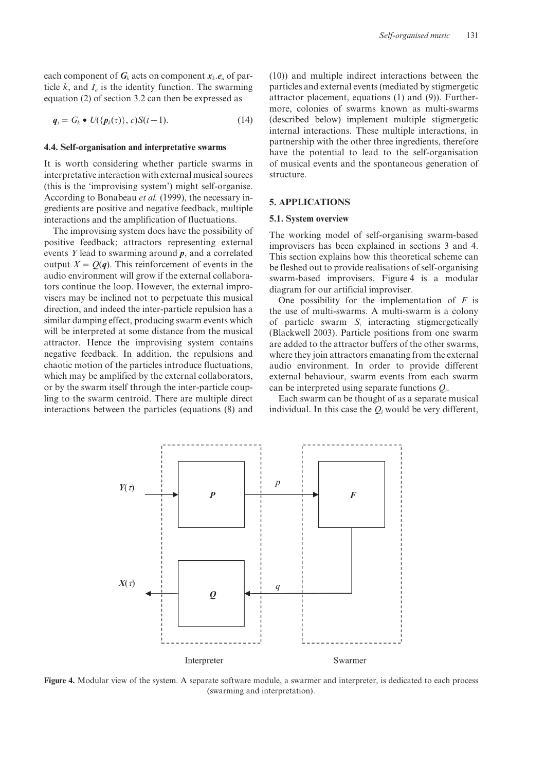each component of $\boldsymbol{G}_k$ acts on component $\boldsymbol{x}_k.\boldsymbol{e}_a$ of particle $k$, and $I_a$ is the identity function. The swarming equation (2) of section 3.2 can then be expressed as

$$\boldsymbol{q}_t = G_k \bullet U(\{\boldsymbol{p}_k(\tau)\}, c)S(t-1). \tag{14}$$

### 4.4. Self-organisation and interpretative swarms

It is worth considering whether particle swarms in interpretative interaction with external musical sources (this is the 'improvising system') might self-organise. According to Bonabeau *et al.* (1999), the necessary ingredients are positive and negative feedback, multiple interactions and the amplification of fluctuations.

The improvising system does have the possibility of positive feedback; attractors representing external events $Y$ lead to swarming around $\boldsymbol{p}$, and a correlated output $X = Q(\boldsymbol{q})$. This reinforcement of events in the audio environment will grow if the external collaborators continue the loop. However, the external improvisers may be inclined not to perpetuate this musical direction, and indeed the inter-particle repulsion has a similar damping effect, producing swarm events which will be interpreted at some distance from the musical attractor. Hence the improvising system contains negative feedback. In addition, the repulsions and chaotic motion of the particles introduce fluctuations, which may be amplified by the external collaborators, or by the swarm itself through the inter-particle coupling to the swarm centroid. There are multiple direct interactions between the particles (equations (8) and (10)) and multiple indirect interactions between the particles and external events (mediated by stigmergetic attractor placement, equations (1) and (9)). Furthermore, colonies of swarms known as multi-swarms (described below) implement multiple stigmergetic internal interactions. These multiple interactions, in partnership with the other three ingredients, therefore have the potential to lead to the self-organisation of musical events and the spontaneous generation of structure.

## 5. APPLICATIONS

### 5.1. System overview

The working model of self-organising swarm-based improvisers has been explained in sections 3 and 4. This section explains how this theoretical scheme can be fleshed out to provide realisations of self-organising swarm-based improvisers. Figure 4 is a modular diagram for our artificial improviser.

One possibility for the implementation of $F$ is the use of multi-swarms. A multi-swarm is a colony of particle swarm $S_i$ interacting stigmergetically (Blackwell 2003). Particle positions from one swarm are added to the attractor buffers of the other swarms, where they join attractors emanating from the external audio environment. In order to provide different external behaviour, swarm events from each swarm can be interpreted using separate functions $Q_i$.

Each swarm can be thought of as a separate musical individual. In this case the $Q_i$ would be very different,

**Figure 4.** Modular view of the system. A separate software module, a swarmer and interpreter, is dedicated to each process (swarming and interpretation).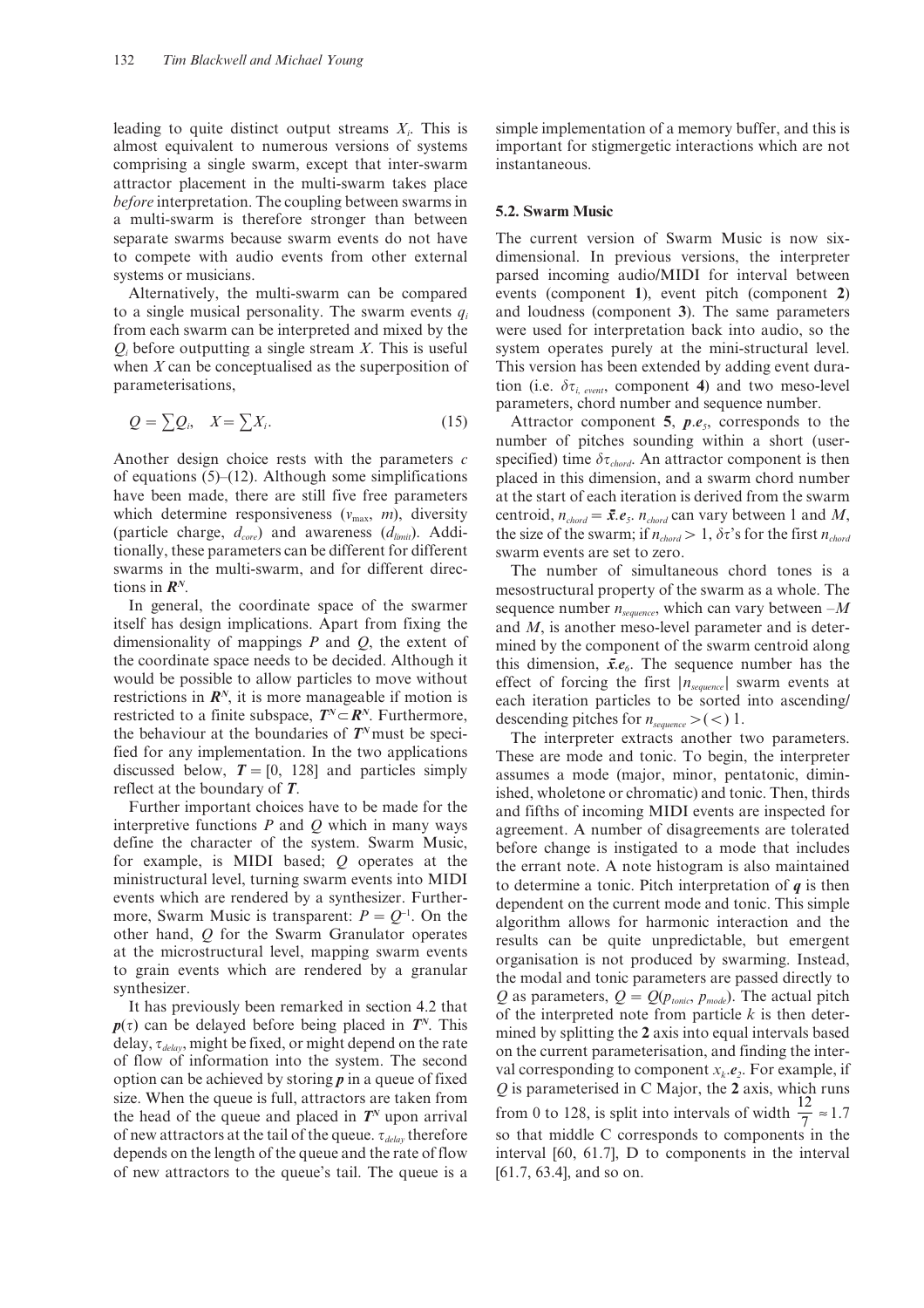leading to quite distinct output streams $X_i$. This is almost equivalent to numerous versions of systems comprising a single swarm, except that inter-swarm attractor placement in the multi-swarm takes place *before* interpretation. The coupling between swarms in a multi-swarm is therefore stronger than between separate swarms because swarm events do not have to compete with audio events from other external systems or musicians.

Alternatively, the multi-swarm can be compared to a single musical personality. The swarm events $q_i$ from each swarm can be interpreted and mixed by the $Q_i$ before outputting a single stream $X$. This is useful when $X$ can be conceptualised as the superposition of parameterisations,

$$Q = \sum Q_i, \quad X = \sum X_i. \tag{15}$$

Another design choice rests with the parameters $c$ of equations (5)–(12). Although some simplifications have been made, there are still five free parameters which determine responsiveness ($v_{\max}$, $m$), diversity (particle charge, $d_{core}$) and awareness ($d_{limit}$). Additionally, these parameters can be different for different swarms in the multi-swarm, and for different directions in $\boldsymbol{R}^N$.

In general, the coordinate space of the swarmer itself has design implications. Apart from fixing the dimensionality of mappings $P$ and $Q$, the extent of the coordinate space needs to be decided. Although it would be possible to allow particles to move without restrictions in $\boldsymbol{R}^N$, it is more manageable if motion is restricted to a finite subspace, $\boldsymbol{T}^N \subset \boldsymbol{R}^N$. Furthermore, the behaviour at the boundaries of $\boldsymbol{T}^N$ must be specified for any implementation. In the two applications discussed below, $\boldsymbol{T} = [0, 128]$ and particles simply reflect at the boundary of $\boldsymbol{T}$.

Further important choices have to be made for the interpretive functions $P$ and $Q$ which in many ways define the character of the system. Swarm Music, for example, is MIDI based; $Q$ operates at the ministructural level, turning swarm events into MIDI events which are rendered by a synthesizer. Furthermore, Swarm Music is transparent: $P = Q^{-1}$. On the other hand, $Q$ for the Swarm Granulator operates at the microstructural level, mapping swarm events to grain events which are rendered by a granular synthesizer.

It has previously been remarked in section 4.2 that $\boldsymbol{p}(\tau)$ can be delayed before being placed in $\boldsymbol{T}^N$. This delay, $\tau_{delay}$, might be fixed, or might depend on the rate of flow of information into the system. The second option can be achieved by storing $\boldsymbol{p}$ in a queue of fixed size. When the queue is full, attractors are taken from the head of the queue and placed in $\boldsymbol{T}^N$ upon arrival of new attractors at the tail of the queue. $\tau_{delay}$ therefore depends on the length of the queue and the rate of flow of new attractors to the queue's tail. The queue is a simple implementation of a memory buffer, and this is important for stigmergetic interactions which are not instantaneous.

### 5.2. Swarm Music

The current version of Swarm Music is now six-dimensional. In previous versions, the interpreter parsed incoming audio/MIDI for interval between events (component **1**), event pitch (component **2**) and loudness (component **3**). The same parameters were used for interpretation back into audio, so the system operates purely at the mini-structural level. This version has been extended by adding event duration (i.e. $\delta\tau_{i,\ event}$, component **4**) and two meso-level parameters, chord number and sequence number.

Attractor component **5**, $\boldsymbol{p}.\boldsymbol{e}_5$, corresponds to the number of pitches sounding within a short (user-specified) time $\delta\tau_{chord}$. An attractor component is then placed in this dimension, and a swarm chord number at the start of each iteration is derived from the swarm centroid, $n_{chord} = \bar{\boldsymbol{x}}.\boldsymbol{e}_5$. $n_{chord}$ can vary between 1 and $M$, the size of the swarm; if $n_{chord} > 1$, $\delta\tau$'s for the first $n_{chord}$ swarm events are set to zero.

The number of simultaneous chord tones is a mesostructural property of the swarm as a whole. The sequence number $n_{sequence}$, which can vary between $-M$ and $M$, is another meso-level parameter and is determined by the component of the swarm centroid along this dimension, $\bar{\boldsymbol{x}}.\boldsymbol{e}_6$. The sequence number has the effect of forcing the first $|n_{sequence}|$ swarm events at each iteration particles to be sorted into ascending/descending pitches for $n_{sequence} > (<)\ 1$.

The interpreter extracts another two parameters. These are mode and tonic. To begin, the interpreter assumes a mode (major, minor, pentatonic, diminished, wholetone or chromatic) and tonic. Then, thirds and fifths of incoming MIDI events are inspected for agreement. A number of disagreements are tolerated before change is instigated to a mode that includes the errant note. A note histogram is also maintained to determine a tonic. Pitch interpretation of $\boldsymbol{q}$ is then dependent on the current mode and tonic. This simple algorithm allows for harmonic interaction and the results can be quite unpredictable, but emergent organisation is not produced by swarming. Instead, the modal and tonic parameters are passed directly to $Q$ as parameters, $Q = Q(p_{tonic}, p_{mode})$. The actual pitch of the interpreted note from particle $k$ is then determined by splitting the **2** axis into equal intervals based on the current parameterisation, and finding the interval corresponding to component $x_k.\boldsymbol{e}_2$. For example, if $Q$ is parameterised in C Major, the **2** axis, which runs from 0 to 128, is split into intervals of width $\frac{12}{7} \approx 1.7$ so that middle C corresponds to components in the interval [60, 61.7], D to components in the interval [61.7, 63.4], and so on.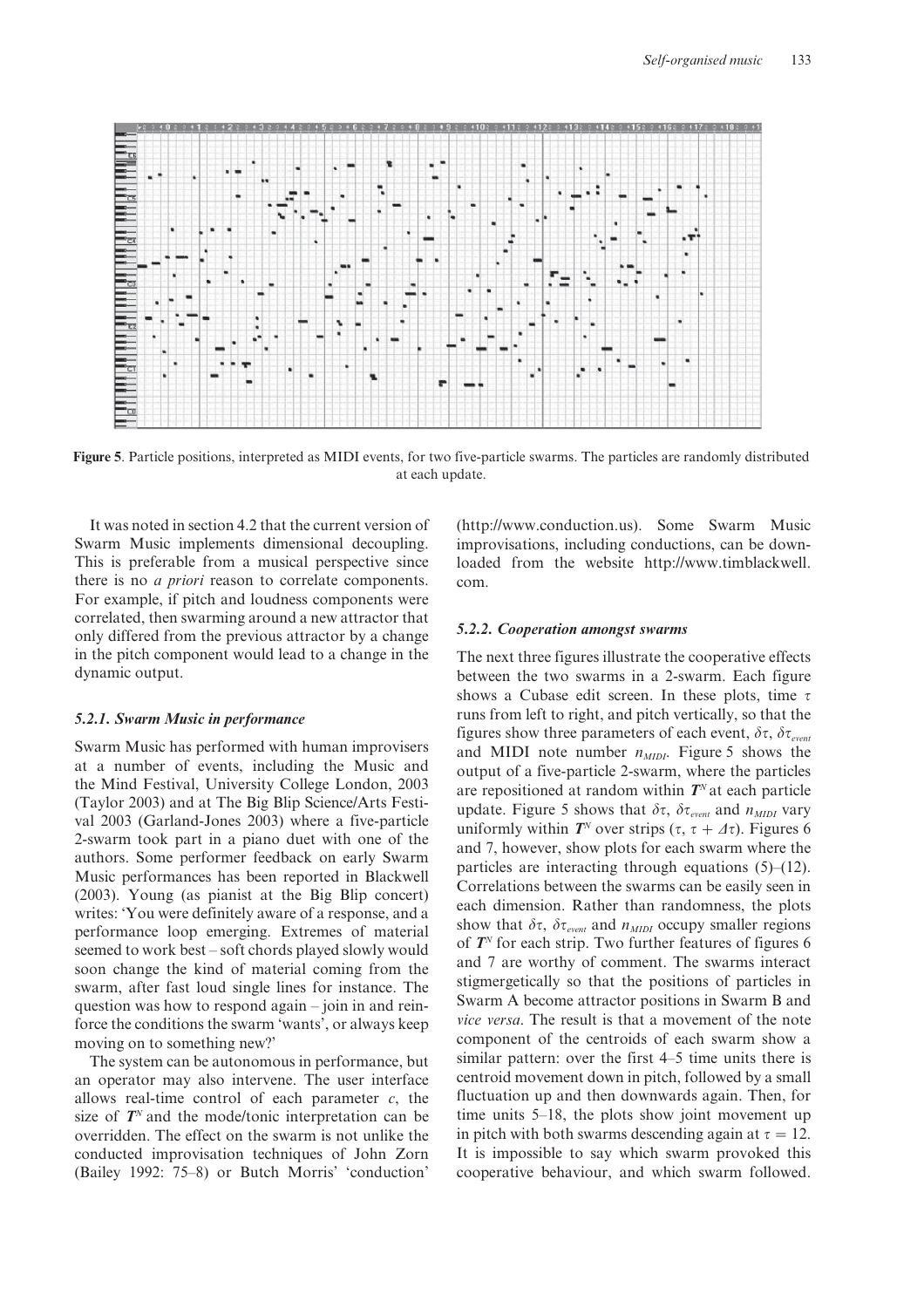**Figure 5**. Particle positions, interpreted as MIDI events, for two five-particle swarms. The particles are randomly distributed at each update.

It was noted in section 4.2 that the current version of Swarm Music implements dimensional decoupling. This is preferable from a musical perspective since there is no *a priori* reason to correlate components. For example, if pitch and loudness components were correlated, then swarming around a new attractor that only differed from the previous attractor by a change in the pitch component would lead to a change in the dynamic output.

### *5.2.1. Swarm Music in performance*

Swarm Music has performed with human improvisers at a number of events, including the Music and the Mind Festival, University College London, 2003 (Taylor 2003) and at The Big Blip Science/Arts Festival 2003 (Garland-Jones 2003) where a five-particle 2-swarm took part in a piano duet with one of the authors. Some performer feedback on early Swarm Music performances has been reported in Blackwell (2003). Young (as pianist at the Big Blip concert) writes: 'You were definitely aware of a response, and a performance loop emerging. Extremes of material seemed to work best – soft chords played slowly would soon change the kind of material coming from the swarm, after fast loud single lines for instance. The question was how to respond again – join in and reinforce the conditions the swarm 'wants', or always keep moving on to something new?'

The system can be autonomous in performance, but an operator may also intervene. The user interface allows real-time control of each parameter $c$, the size of $\boldsymbol{T}^N$ and the mode/tonic interpretation can be overridden. The effect on the swarm is not unlike the conducted improvisation techniques of John Zorn (Bailey 1992: 75–8) or Butch Morris' 'conduction' (http://www.conduction.us). Some Swarm Music improvisations, including conductions, can be downloaded from the website http://www.timblackwell.com.

### *5.2.2. Cooperation amongst swarms*

The next three figures illustrate the cooperative effects between the two swarms in a 2-swarm. Each figure shows a Cubase edit screen. In these plots, time $\tau$ runs from left to right, and pitch vertically, so that the figures show three parameters of each event, $\delta\tau$, $\delta\tau_{event}$ and MIDI note number $n_{MIDI}$. Figure 5 shows the output of a five-particle 2-swarm, where the particles are repositioned at random within $\boldsymbol{T}^N$ at each particle update. Figure 5 shows that $\delta\tau$, $\delta\tau_{event}$ and $n_{MIDI}$ vary uniformly within $\boldsymbol{T}^N$ over strips $(\tau, \tau + \Delta\tau)$. Figures 6 and 7, however, show plots for each swarm where the particles are interacting through equations (5)–(12). Correlations between the swarms can be easily seen in each dimension. Rather than randomness, the plots show that $\delta\tau$, $\delta\tau_{event}$ and $n_{MIDI}$ occupy smaller regions of $\boldsymbol{T}^N$ for each strip. Two further features of figures 6 and 7 are worthy of comment. The swarms interact stigmergetically so that the positions of particles in Swarm A become attractor positions in Swarm B and *vice versa*. The result is that a movement of the note component of the centroids of each swarm show a similar pattern: over the first 4–5 time units there is centroid movement down in pitch, followed by a small fluctuation up and then downwards again. Then, for time units 5–18, the plots show joint movement up in pitch with both swarms descending again at $\tau = 12$. It is impossible to say which swarm provoked this cooperative behaviour, and which swarm followed.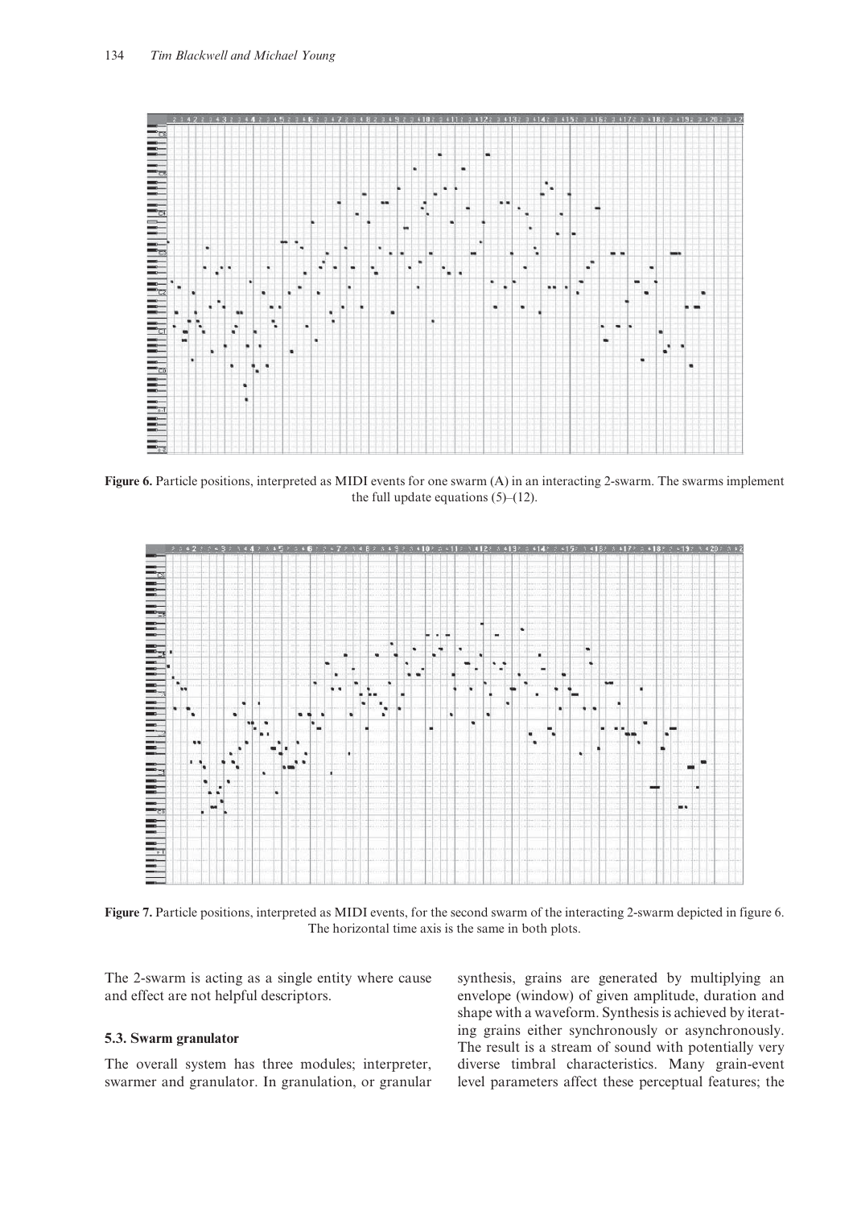**Figure 6.** Particle positions, interpreted as MIDI events for one swarm (A) in an interacting 2-swarm. The swarms implement the full update equations (5)–(12).

**Figure 7.** Particle positions, interpreted as MIDI events, for the second swarm of the interacting 2-swarm depicted in figure 6. The horizontal time axis is the same in both plots.

The 2-swarm is acting as a single entity where cause and effect are not helpful descriptors.

### 5.3. Swarm granulator

The overall system has three modules; interpreter, swarmer and granulator. In granulation, or granular synthesis, grains are generated by multiplying an envelope (window) of given amplitude, duration and shape with a waveform. Synthesis is achieved by iterating grains either synchronously or asynchronously. The result is a stream of sound with potentially very diverse timbral characteristics. Many grain-event level parameters affect these perceptual features; the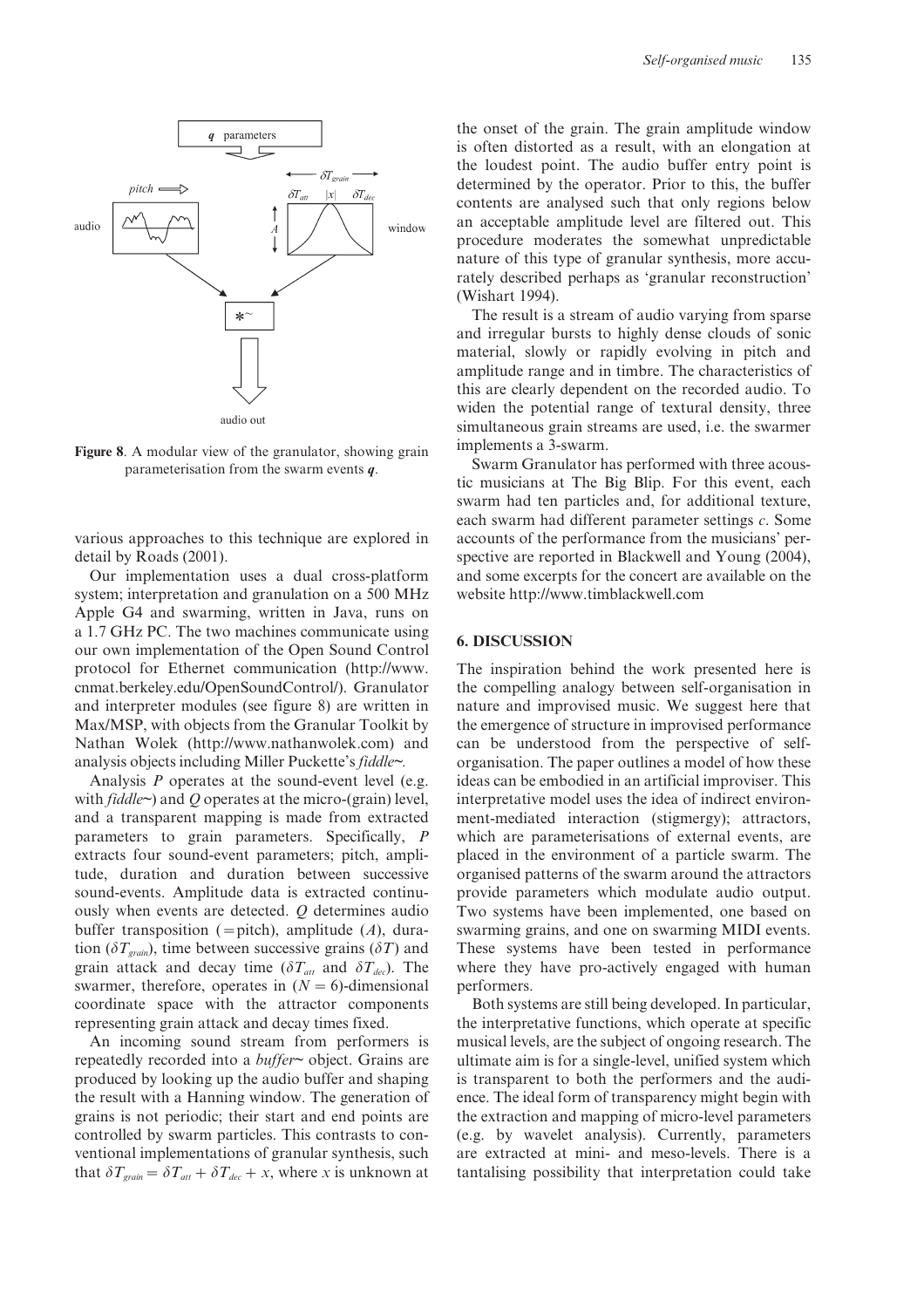Figure 8. A modular view of the granulator, showing grain parameterisation from the swarm events $\boldsymbol{q}$.

various approaches to this technique are explored in detail by Roads (2001).

Our implementation uses a dual cross-platform system; interpretation and granulation on a 500 MHz Apple G4 and swarming, written in Java, runs on a 1.7 GHz PC. The two machines communicate using our own implementation of the Open Sound Control protocol for Ethernet communication (http://www.cnmat.berkeley.edu/OpenSoundControl/). Granulator and interpreter modules (see figure 8) are written in Max/MSP, with objects from the Granular Toolkit by Nathan Wolek (http://www.nathanwolek.com) and analysis objects including Miller Puckette's *fiddle~*.

Analysis $P$ operates at the sound-event level (e.g. with *fiddle~*) and $Q$ operates at the micro-(grain) level, and a transparent mapping is made from extracted parameters to grain parameters. Specifically, $P$ extracts four sound-event parameters; pitch, amplitude, duration and duration between successive sound-events. Amplitude data is extracted continuously when events are detected. $Q$ determines audio buffer transposition (=pitch), amplitude ($A$), duration ($\delta T_{grain}$), time between successive grains ($\delta T$) and grain attack and decay time ($\delta T_{att}$ and $\delta T_{dec}$). The swarmer, therefore, operates in ($N = 6$)-dimensional coordinate space with the attractor components representing grain attack and decay times fixed.

An incoming sound stream from performers is repeatedly recorded into a *buffer~* object. Grains are produced by looking up the audio buffer and shaping the result with a Hanning window. The generation of grains is not periodic; their start and end points are controlled by swarm particles. This contrasts to conventional implementations of granular synthesis, such that $\delta T_{grain} = \delta T_{att} + \delta T_{dec} + x$, where $x$ is unknown at the onset of the grain. The grain amplitude window is often distorted as a result, with an elongation at the loudest point. The audio buffer entry point is determined by the operator. Prior to this, the buffer contents are analysed such that only regions below an acceptable amplitude level are filtered out. This procedure moderates the somewhat unpredictable nature of this type of granular synthesis, more accurately described perhaps as 'granular reconstruction' (Wishart 1994).

The result is a stream of audio varying from sparse and irregular bursts to highly dense clouds of sonic material, slowly or rapidly evolving in pitch and amplitude range and in timbre. The characteristics of this are clearly dependent on the recorded audio. To widen the potential range of textural density, three simultaneous grain streams are used, i.e. the swarmer implements a 3-swarm.

Swarm Granulator has performed with three acoustic musicians at The Big Blip. For this event, each swarm had ten particles and, for additional texture, each swarm had different parameter settings $c$. Some accounts of the performance from the musicians' perspective are reported in Blackwell and Young (2004), and some excerpts for the concert are available on the website http://www.timblackwell.com

## 6. DISCUSSION

The inspiration behind the work presented here is the compelling analogy between self-organisation in nature and improvised music. We suggest here that the emergence of structure in improvised performance can be understood from the perspective of self-organisation. The paper outlines a model of how these ideas can be embodied in an artificial improviser. This interpretative model uses the idea of indirect environment-mediated interaction (stigmergy); attractors, which are parameterisations of external events, are placed in the environment of a particle swarm. The organised patterns of the swarm around the attractors provide parameters which modulate audio output. Two systems have been implemented, one based on swarming grains, and one on swarming MIDI events. These systems have been tested in performance where they have pro-actively engaged with human performers.

Both systems are still being developed. In particular, the interpretative functions, which operate at specific musical levels, are the subject of ongoing research. The ultimate aim is for a single-level, unified system which is transparent to both the performers and the audience. The ideal form of transparency might begin with the extraction and mapping of micro-level parameters (e.g. by wavelet analysis). Currently, parameters are extracted at mini- and meso-levels. There is a tantalising possibility that interpretation could take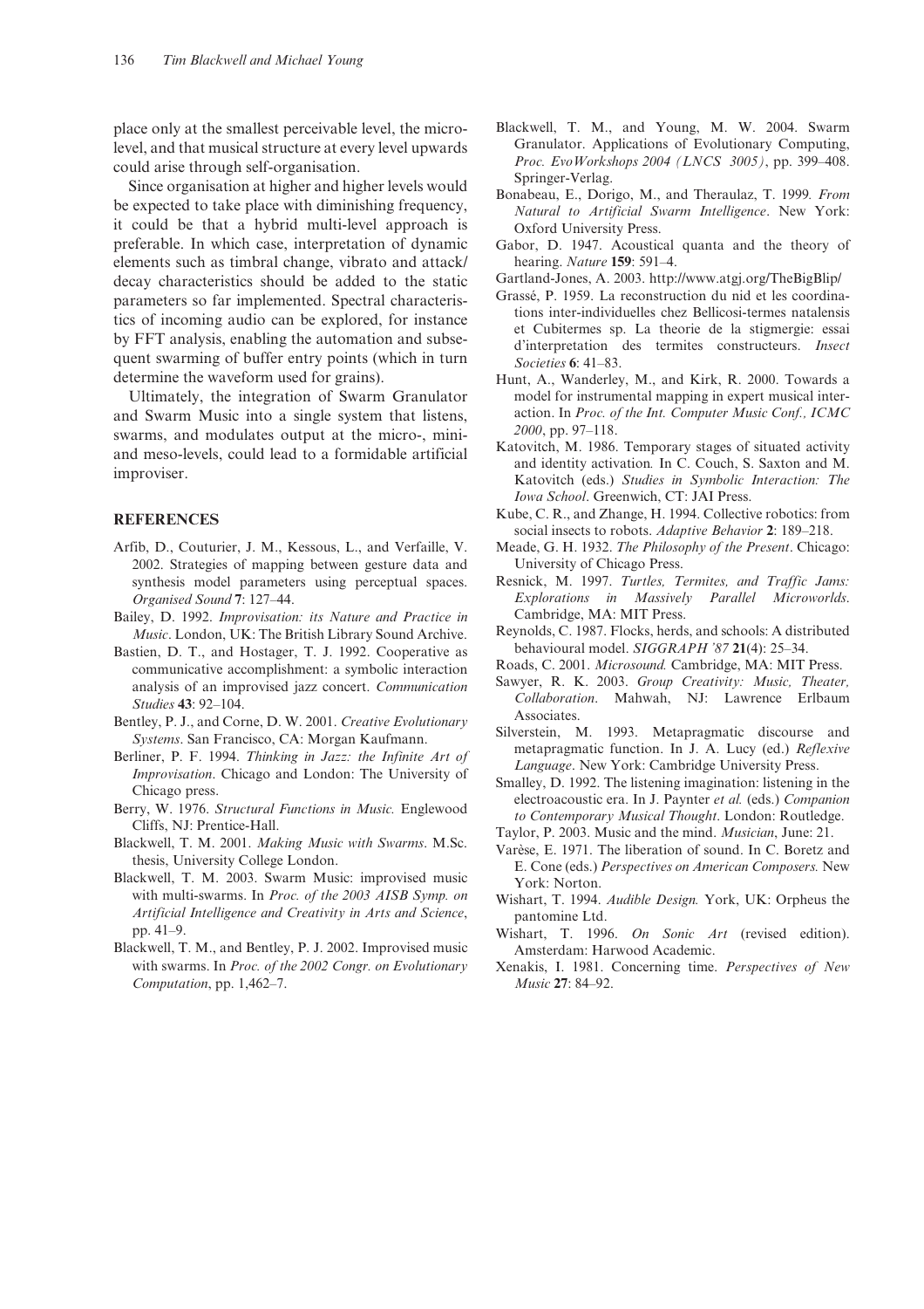place only at the smallest perceivable level, the micro-level, and that musical structure at every level upwards could arise through self-organisation.

Since organisation at higher and higher levels would be expected to take place with diminishing frequency, it could be that a hybrid multi-level approach is preferable. In which case, interpretation of dynamic elements such as timbral change, vibrato and attack/decay characteristics should be added to the static parameters so far implemented. Spectral characteristics of incoming audio can be explored, for instance by FFT analysis, enabling the automation and subsequent swarming of buffer entry points (which in turn determine the waveform used for grains).

Ultimately, the integration of Swarm Granulator and Swarm Music into a single system that listens, swarms, and modulates output at the micro-, mini- and meso-levels, could lead to a formidable artificial improviser.

## REFERENCES

Arfib, D., Couturier, J. M., Kessous, L., and Verfaille, V. 2002. Strategies of mapping between gesture data and synthesis model parameters using perceptual spaces. *Organised Sound* **7**: 127–44.

Bailey, D. 1992. *Improvisation: its Nature and Practice in Music*. London, UK: The British Library Sound Archive.

Bastien, D. T., and Hostager, T. J. 1992. Cooperative as communicative accomplishment: a symbolic interaction analysis of an improvised jazz concert. *Communication Studies* **43**: 92–104.

Bentley, P. J., and Corne, D. W. 2001. *Creative Evolutionary Systems*. San Francisco, CA: Morgan Kaufmann.

Berliner, P. F. 1994. *Thinking in Jazz: the Infinite Art of Improvisation*. Chicago and London: The University of Chicago press.

Berry, W. 1976. *Structural Functions in Music.* Englewood Cliffs, NJ: Prentice-Hall.

Blackwell, T. M. 2001. *Making Music with Swarms*. M.Sc. thesis, University College London.

Blackwell, T. M. 2003. Swarm Music: improvised music with multi-swarms. In *Proc. of the 2003 AISB Symp. on Artificial Intelligence and Creativity in Arts and Science*, pp. 41–9.

Blackwell, T. M., and Bentley, P. J. 2002. Improvised music with swarms. In *Proc. of the 2002 Congr. on Evolutionary Computation*, pp. 1,462–7.

Blackwell, T. M., and Young, M. W. 2004. Swarm Granulator. Applications of Evolutionary Computing, *Proc. EvoWorkshops 2004 (LNCS 3005)*, pp. 399–408. Springer-Verlag.

Bonabeau, E., Dorigo, M., and Theraulaz, T. 1999*. From Natural to Artificial Swarm Intelligence*. New York: Oxford University Press.

Gabor, D. 1947. Acoustical quanta and the theory of hearing. *Nature* **159**: 591–4.

Gartland-Jones, A. 2003. http://www.atgj.org/TheBigBlip/

Grassé, P. 1959. La reconstruction du nid et les coordinations inter-individuelles chez Bellicosi-termes natalensis et Cubitermes sp. La theorie de la stigmergie: essai d'interpretation des termites constructeurs. *Insect Societies* **6**: 41–83.

Hunt, A., Wanderley, M., and Kirk, R. 2000. Towards a model for instrumental mapping in expert musical interaction. In *Proc. of the Int. Computer Music Conf., ICMC 2000*, pp. 97–118.

Katovitch, M. 1986. Temporary stages of situated activity and identity activation*.* In C. Couch, S. Saxton and M. Katovitch (eds.) *Studies in Symbolic Interaction: The Iowa School*. Greenwich, CT: JAI Press.

Kube, C. R., and Zhange, H. 1994. Collective robotics: from social insects to robots. *Adaptive Behavior* **2**: 189–218.

Meade, G. H. 1932. *The Philosophy of the Present*. Chicago: University of Chicago Press.

Resnick, M. 1997. *Turtles, Termites, and Traffic Jams: Explorations in Massively Parallel Microworlds*. Cambridge, MA: MIT Press.

Reynolds, C. 1987. Flocks, herds, and schools: A distributed behavioural model. *SIGGRAPH '87* **21**(4): 25–34.

Roads, C. 2001. *Microsound.* Cambridge, MA: MIT Press.

Sawyer, R. K. 2003. *Group Creativity: Music, Theater, Collaboration*. Mahwah, NJ: Lawrence Erlbaum Associates.

Silverstein, M. 1993. Metapragmatic discourse and metapragmatic function. In J. A. Lucy (ed.) *Reflexive Language*. New York: Cambridge University Press.

Smalley, D. 1992. The listening imagination: listening in the electroacoustic era. In J. Paynter *et al.* (eds.) *Companion to Contemporary Musical Thought*. London: Routledge.

Taylor, P. 2003. Music and the mind. *Musician*, June: 21.

Varèse, E. 1971. The liberation of sound. In C. Boretz and E. Cone (eds.) *Perspectives on American Composers.* New York: Norton.

Wishart, T. 1994. *Audible Design.* York, UK: Orpheus the pantomine Ltd.

Wishart, T. 1996. *On Sonic Art* (revised edition). Amsterdam: Harwood Academic.

Xenakis, I. 1981. Concerning time. *Perspectives of New Music* **27**: 84–92.